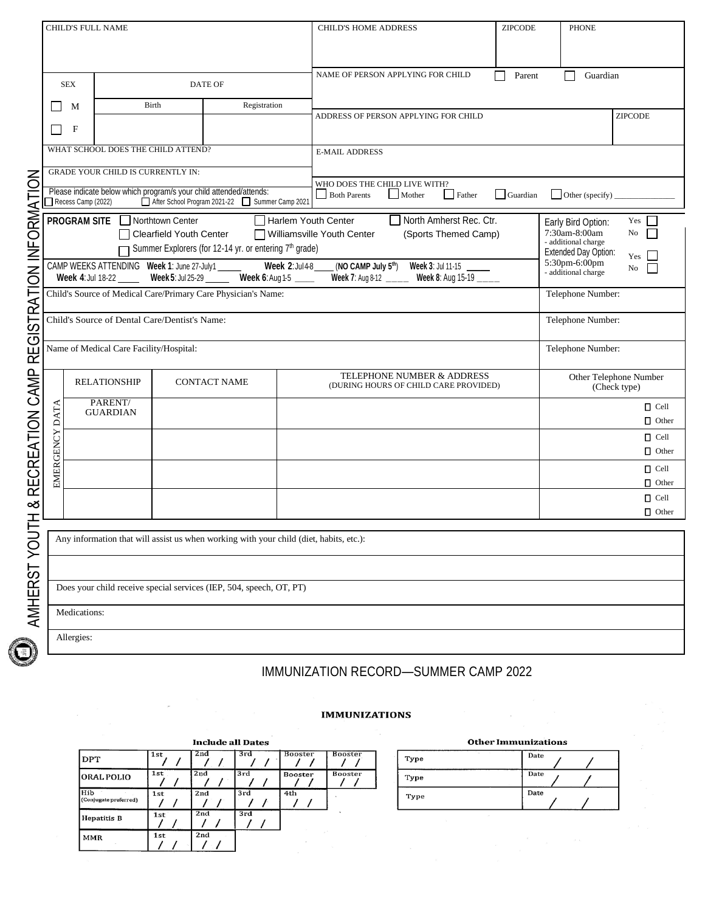# AMHERST YOUTH & RECREATION CAMP REGISTRATION INFORMATION

| | | | | | |
|---|---|---|---|---|---|
| CHILD'S FULL NAME | | | CHILD'S HOME ADDRESS | ZIPCODE | PHONE |
| SEX | DATE OF | | NAME OF PERSON APPLYING FOR CHILD ☐ Parent ☐ Guardian | | |
| ☐ M | Birth | Registration | ADDRESS OF PERSON APPLYING FOR CHILD | | ZIPCODE |
| ☐ F | | | | | |
| WHAT SCHOOL DOES THE CHILD ATTEND? | | | E-MAIL ADDRESS | | |
| GRADE YOUR CHILD IS CURRENTLY IN: | | | WHO DOES THE CHILD LIVE WITH? ☐ Both Parents ☐ Mother ☐ Father ☐ Guardian ☐ Other (specify) _______________ | | |
| Please indicate below which program/s your child attended/attends: ☐ Recess Camp (2022) ☐ After School Program 2021-22 ☐ Summer Camp 2021 | | | | | |

**PROGRAM SITE** ☐ Northtown Center ☐ Harlem Youth Center ☐ North Amherst Rec. Ctr. (Sports Themed Camp) ☐ Clearfield Youth Center ☐ Williamsville Youth Center ☐ Summer Explorers (for 12-14 yr. or entering 7th grade)

Early Bird Option: 7:30am-8:00am - additional charge — Yes ☐ No ☐

Extended Day Option: 5:30pm-6:00pm - additional charge — Yes ☐ No ☐

CAMP WEEKS ATTENDING **Week 1**: June 27-July1 _____ **Week 2**: Jul 4-8 _____ (**NO CAMP July 5th**) **Week 3**: Jul 11-15 _____ **Week 4**: Jul 18-22 _____ **Week 5**: Jul 25-29 _____ **Week 6**: Aug 1-5 _____ **Week 7**: Aug 8-12 _____ **Week 8**: Aug 15-19 _____

| | |
|---|---|
| Child's Source of Medical Care/Primary Care Physician's Name: | Telephone Number: |
| Child's Source of Dental Care/Dentist's Name: | Telephone Number: |
| Name of Medical Care Facility/Hospital: | Telephone Number: |

**EMERGENCY DATA**

| RELATIONSHIP | CONTACT NAME | TELEPHONE NUMBER & ADDRESS (DURING HOURS OF CHILD CARE PROVIDED) | Other Telephone Number (Check type) |
|---|---|---|---|
| PARENT/ GUARDIAN | | | ☐ Cell ☐ Other |
| | | | ☐ Cell ☐ Other |
| | | | ☐ Cell ☐ Other |
| | | | ☐ Cell ☐ Other |

Any information that will assist us when working with your child (diet, habits, etc.):

Does your child receive special services (IEP, 504, speech, OT, PT)

Medications:

Allergies:

## IMMUNIZATION RECORD—SUMMER CAMP 2022

### IMMUNIZATIONS

**Include all Dates**

| | | | | | |
|---|---|---|---|---|---|
| DPT | 1st / / | 2nd / / | 3rd / / | Booster / / | Booster / / |
| ORAL POLIO | 1st / / | 2nd / / | 3rd / / | Booster / / | Booster / / |
| Hib (Conjugate preferred) | 1st / / | 2nd / / | 3rd / / | 4th / / | |
| Hepatitis B | 1st / / | 2nd / / | 3rd / / | | |
| MMR | 1st / / | 2nd / / | | | |

**Other Immunizations**

| | |
|---|---|
| Type | Date / / |
| Type | Date / / |
| Type | Date / / |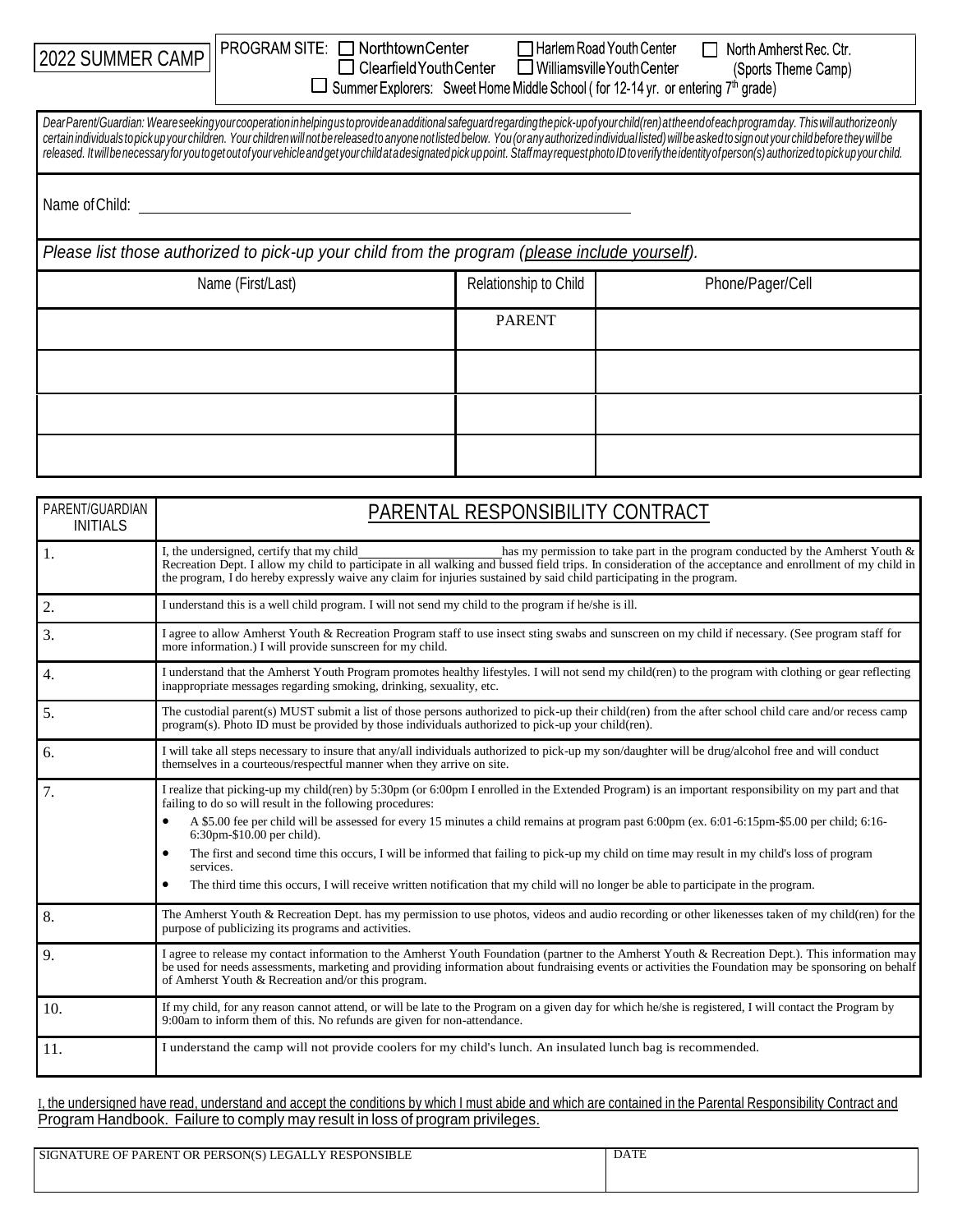2022 SUMMER CAMP

PROGRAM SITE: ☐ Northtown Center ☐ Harlem Road Youth Center ☐ North Amherst Rec. Ctr. (Sports Theme Camp)
☐ Clearfield Youth Center ☐ Williamsville Youth Center
☐ Summer Explorers: Sweet Home Middle School ( for 12-14 yr. or entering 7th grade)

*Dear Parent/Guardian: We are seeking your cooperation in helping us to provide an additional safeguard regarding the pick-up of your child(ren) at the end of each program day. This will authorize only certain individuals to pick up your children. Your children will not be released to anyone not listed below. You (or any authorized individual listed) will be asked to sign out your child before they will be released. It will be necessary for you to get out of your vehicle and get your child at a designated pick up point. Staff may request photo ID to verify the identity of person(s) authorized to pick up your child.*

Name of Child: ______________________________________________

*Please list those authorized to pick-up your child from the program (please include yourself).*

| Name (First/Last) | Relationship to Child | Phone/Pager/Cell |
|---|---|---|
| | PARENT | |
| | | |
| | | |
| | | |

| PARENT/GUARDIAN INITIALS | PARENTAL RESPONSIBILITY CONTRACT |
|---|---|
| 1. | I, the undersigned, certify that my child______________________has my permission to take part in the program conducted by the Amherst Youth & Recreation Dept. I allow my child to participate in all walking and bussed field trips. In consideration of the acceptance and enrollment of my child in the program, I do hereby expressly waive any claim for injuries sustained by said child participating in the program. |
| 2. | I understand this is a well child program. I will not send my child to the program if he/she is ill. |
| 3. | I agree to allow Amherst Youth & Recreation Program staff to use insect sting swabs and sunscreen on my child if necessary. (See program staff for more information.) I will provide sunscreen for my child. |
| 4. | I understand that the Amherst Youth Program promotes healthy lifestyles. I will not send my child(ren) to the program with clothing or gear reflecting inappropriate messages regarding smoking, drinking, sexuality, etc. |
| 5. | The custodial parent(s) MUST submit a list of those persons authorized to pick-up their child(ren) from the after school child care and/or recess camp program(s). Photo ID must be provided by those individuals authorized to pick-up your child(ren). |
| 6. | I will take all steps necessary to insure that any/all individuals authorized to pick-up my son/daughter will be drug/alcohol free and will conduct themselves in a courteous/respectful manner when they arrive on site. |
| 7. | I realize that picking-up my child(ren) by 5:30pm (or 6:00pm I enrolled in the Extended Program) is an important responsibility on my part and that failing to do so will result in the following procedures: • A $5.00 fee per child will be assessed for every 15 minutes a child remains at program past 6:00pm (ex. 6:01-6:15pm-$5.00 per child; 6:16-6:30pm-$10.00 per child). • The first and second time this occurs, I will be informed that failing to pick-up my child on time may result in my child's loss of program services. • The third time this occurs, I will receive written notification that my child will no longer be able to participate in the program. |
| 8. | The Amherst Youth & Recreation Dept. has my permission to use photos, videos and audio recording or other likenesses taken of my child(ren) for the purpose of publicizing its programs and activities. |
| 9. | I agree to release my contact information to the Amherst Youth Foundation (partner to the Amherst Youth & Recreation Dept.). This information may be used for needs assessments, marketing and providing information about fundraising events or activities the Foundation may be sponsoring on behalf of Amherst Youth & Recreation and/or this program. |
| 10. | If my child, for any reason cannot attend, or will be late to the Program on a given day for which he/she is registered, I will contact the Program by 9:00am to inform them of this. No refunds are given for non-attendance. |
| 11. | I understand the camp will not provide coolers for my child's lunch. An insulated lunch bag is recommended. |

I, the undersigned have read, understand and accept the conditions by which I must abide and which are contained in the Parental Responsibility Contract and Program Handbook. Failure to comply may result in loss of program privileges.

| SIGNATURE OF PARENT OR PERSON(S) LEGALLY RESPONSIBLE | DATE |
|---|---|
| | |